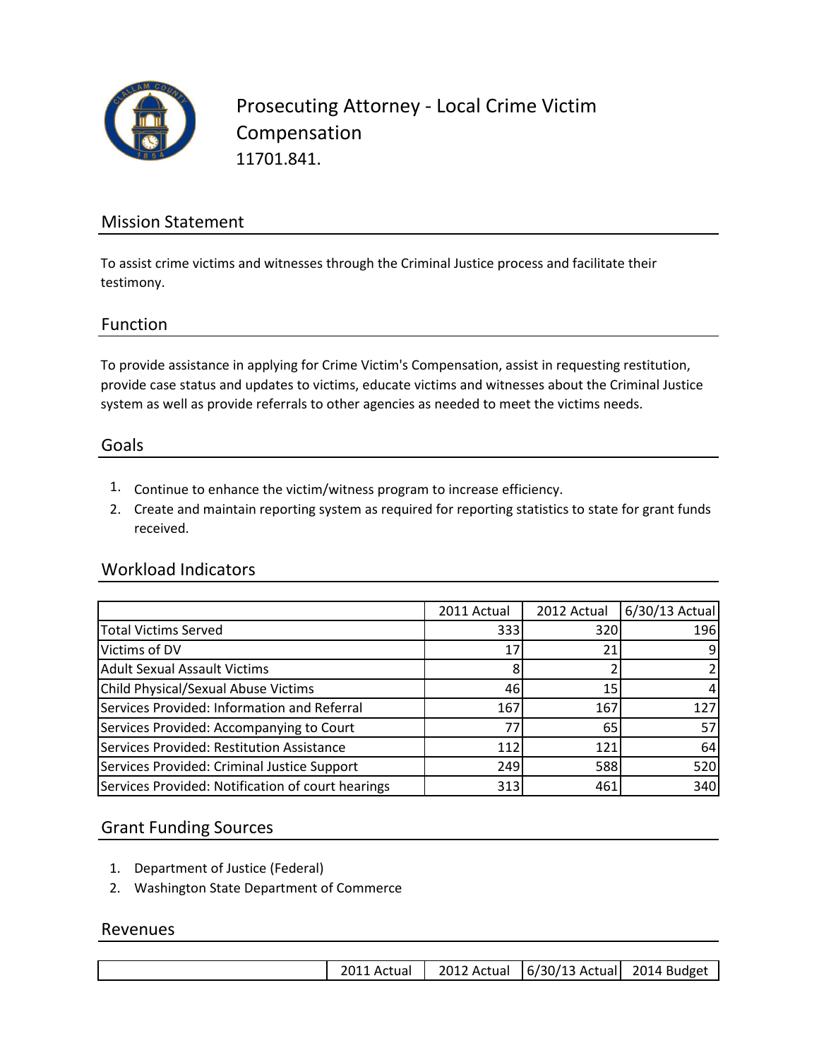# Prosecuting Attorney - Local Crime Victim Compensation

11701.841.

## Mission Statement

To assist crime victims and witnesses through the Criminal Justice process and facilitate their testimony.

## Function

To provide assistance in applying for Crime Victim's Compensation, assist in requesting restitution, provide case status and updates to victims, educate victims and witnesses about the Criminal Justice system as well as provide referrals to other agencies as needed to meet the victims needs.

## Goals

1. Continue to enhance the victim/witness program to increase efficiency.
2. Create and maintain reporting system as required for reporting statistics to state for grant funds received.

## Workload Indicators

| | 2011 Actual | 2012 Actual | 6/30/13 Actual |
|---|---|---|---|
| Total Victims Served | 333 | 320 | 196 |
| Victims of DV | 17 | 21 | 9 |
| Adult Sexual Assault Victims | 8 | 2 | 2 |
| Child Physical/Sexual Abuse Victims | 46 | 15 | 4 |
| Services Provided: Information and Referral | 167 | 167 | 127 |
| Services Provided: Accompanying to Court | 77 | 65 | 57 |
| Services Provided: Restitution Assistance | 112 | 121 | 64 |
| Services Provided: Criminal Justice Support | 249 | 588 | 520 |
| Services Provided: Notification of court hearings | 313 | 461 | 340 |

## Grant Funding Sources

1. Department of Justice (Federal)
2. Washington State Department of Commerce

## Revenues

| | 2011 Actual | 2012 Actual | 6/30/13 Actual | 2014 Budget |
|---|---|---|---|---|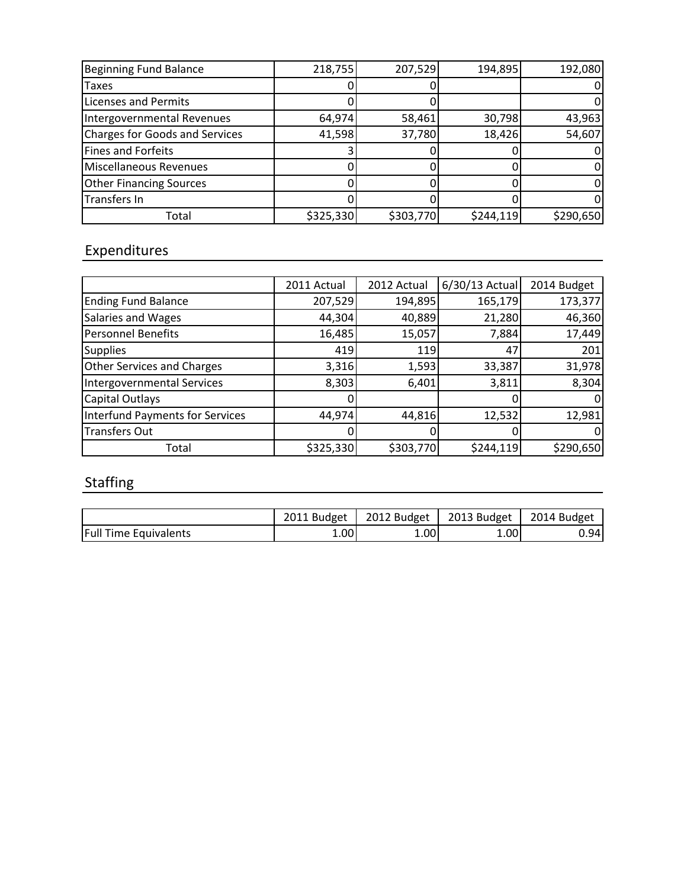| | | | | |
|---|---|---|---|---|
| Beginning Fund Balance | 218,755 | 207,529 | 194,895 | 192,080 |
| Taxes | 0 | 0 | | 0 |
| Licenses and Permits | 0 | 0 | | 0 |
| Intergovernmental Revenues | 64,974 | 58,461 | 30,798 | 43,963 |
| Charges for Goods and Services | 41,598 | 37,780 | 18,426 | 54,607 |
| Fines and Forfeits | 3 | 0 | 0 | 0 |
| Miscellaneous Revenues | 0 | 0 | 0 | 0 |
| Other Financing Sources | 0 | 0 | 0 | 0 |
| Transfers In | 0 | 0 | 0 | 0 |
| Total | $325,330 | $303,770 | $244,119 | $290,650 |

## Expenditures

| | 2011 Actual | 2012 Actual | 6/30/13 Actual | 2014 Budget |
|---|---|---|---|---|
| Ending Fund Balance | 207,529 | 194,895 | 165,179 | 173,377 |
| Salaries and Wages | 44,304 | 40,889 | 21,280 | 46,360 |
| Personnel Benefits | 16,485 | 15,057 | 7,884 | 17,449 |
| Supplies | 419 | 119 | 47 | 201 |
| Other Services and Charges | 3,316 | 1,593 | 33,387 | 31,978 |
| Intergovernmental Services | 8,303 | 6,401 | 3,811 | 8,304 |
| Capital Outlays | 0 | | 0 | 0 |
| Interfund Payments for Services | 44,974 | 44,816 | 12,532 | 12,981 |
| Transfers Out | 0 | 0 | 0 | 0 |
| Total | $325,330 | $303,770 | $244,119 | $290,650 |

## Staffing

| | 2011 Budget | 2012 Budget | 2013 Budget | 2014 Budget |
|---|---|---|---|---|
| Full Time Equivalents | 1.00 | 1.00 | 1.00 | 0.94 |